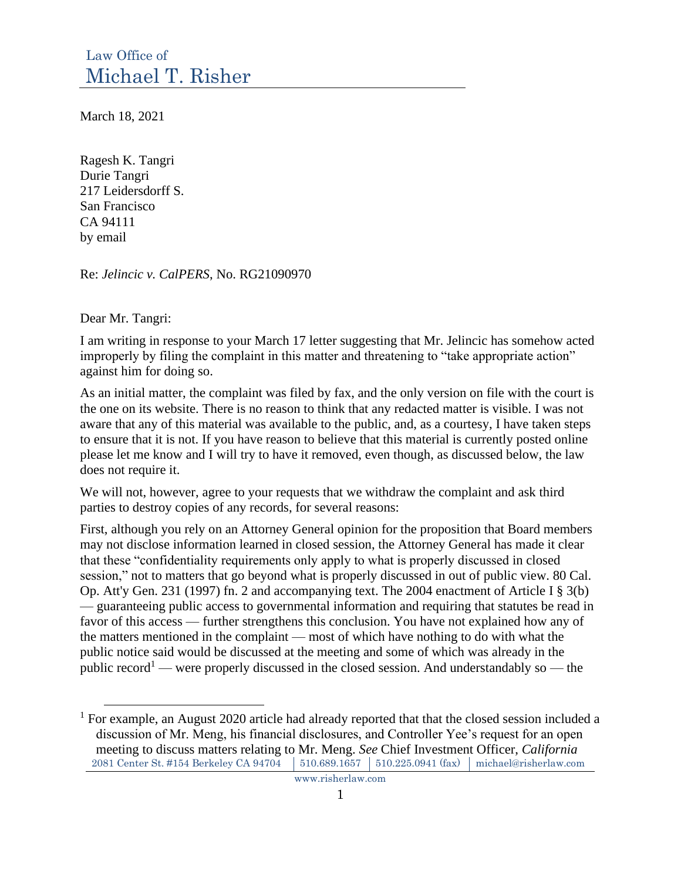Law Office of
# Michael T. Risher

March 18, 2021

Ragesh K. Tangri
Durie Tangri
217 Leidersdorff S.
San Francisco
CA 94111
by email

Re: *Jelincic v. CalPERS*, No. RG21090970

Dear Mr. Tangri:

I am writing in response to your March 17 letter suggesting that Mr. Jelincic has somehow acted improperly by filing the complaint in this matter and threatening to "take appropriate action" against him for doing so.

As an initial matter, the complaint was filed by fax, and the only version on file with the court is the one on its website. There is no reason to think that any redacted matter is visible. I was not aware that any of this material was available to the public, and, as a courtesy, I have taken steps to ensure that it is not. If you have reason to believe that this material is currently posted online please let me know and I will try to have it removed, even though, as discussed below, the law does not require it.

We will not, however, agree to your requests that we withdraw the complaint and ask third parties to destroy copies of any records, for several reasons:

First, although you rely on an Attorney General opinion for the proposition that Board members may not disclose information learned in closed session, the Attorney General has made it clear that these "confidentiality requirements only apply to what is properly discussed in closed session," not to matters that go beyond what is properly discussed in out of public view. 80 Cal. Op. Att'y Gen. 231 (1997) fn. 2 and accompanying text. The 2004 enactment of Article I § 3(b) — guaranteeing public access to governmental information and requiring that statutes be read in favor of this access — further strengthens this conclusion. You have not explained how any of the matters mentioned in the complaint — most of which have nothing to do with what the public notice said would be discussed at the meeting and some of which was already in the public record[1] — were properly discussed in the closed session. And understandably so — the

[1] For example, an August 2020 article had already reported that that the closed session included a discussion of Mr. Meng, his financial disclosures, and Controller Yee's request for an open meeting to discuss matters relating to Mr. Meng. *See* Chief Investment Officer, *California*

2081 Center St. #154 Berkeley CA 94704 | 510.689.1657 | 510.225.0941 (fax) | michael@risherlaw.com
www.risherlaw.com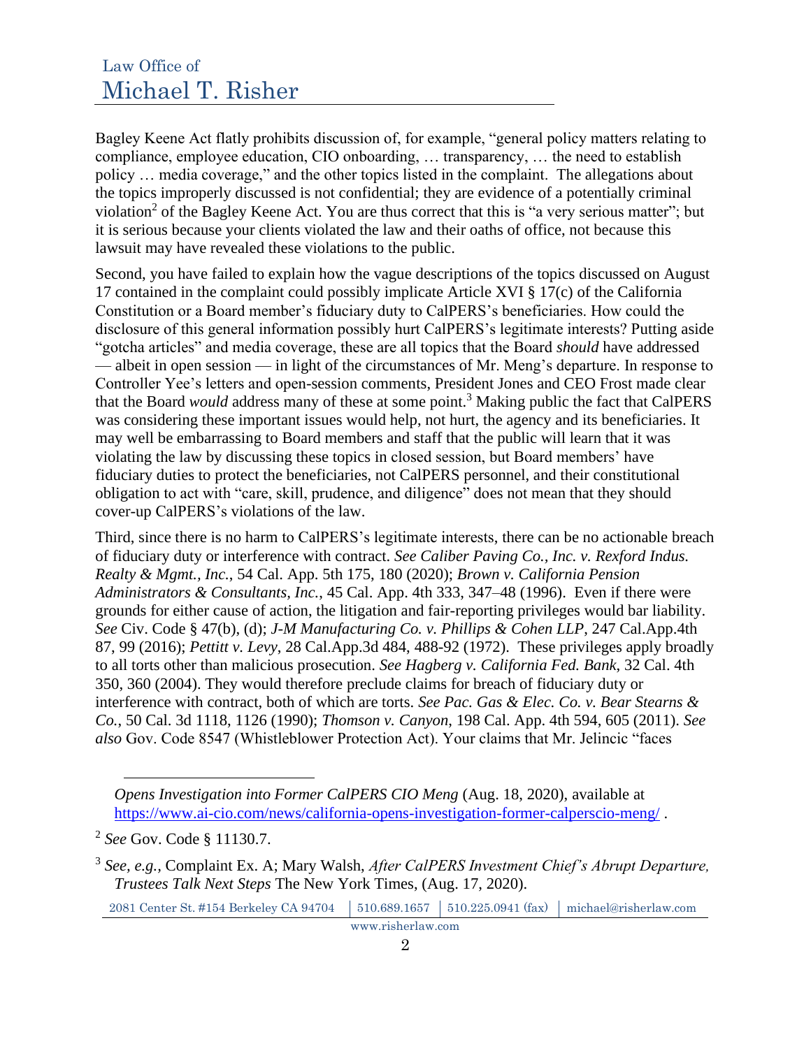Bagley Keene Act flatly prohibits discussion of, for example, "general policy matters relating to compliance, employee education, CIO onboarding, … transparency, … the need to establish policy … media coverage," and the other topics listed in the complaint. The allegations about the topics improperly discussed is not confidential; they are evidence of a potentially criminal violation[2] of the Bagley Keene Act. You are thus correct that this is "a very serious matter"; but it is serious because your clients violated the law and their oaths of office, not because this lawsuit may have revealed these violations to the public.

Second, you have failed to explain how the vague descriptions of the topics discussed on August 17 contained in the complaint could possibly implicate Article XVI § 17(c) of the California Constitution or a Board member's fiduciary duty to CalPERS's beneficiaries. How could the disclosure of this general information possibly hurt CalPERS's legitimate interests? Putting aside "gotcha articles" and media coverage, these are all topics that the Board *should* have addressed — albeit in open session — in light of the circumstances of Mr. Meng's departure. In response to Controller Yee's letters and open-session comments, President Jones and CEO Frost made clear that the Board *would* address many of these at some point.[3] Making public the fact that CalPERS was considering these important issues would help, not hurt, the agency and its beneficiaries. It may well be embarrassing to Board members and staff that the public will learn that it was violating the law by discussing these topics in closed session, but Board members' have fiduciary duties to protect the beneficiaries, not CalPERS personnel, and their constitutional obligation to act with "care, skill, prudence, and diligence" does not mean that they should cover-up CalPERS's violations of the law.

Third, since there is no harm to CalPERS's legitimate interests, there can be no actionable breach of fiduciary duty or interference with contract. *See Caliber Paving Co., Inc. v. Rexford Indus. Realty & Mgmt., Inc.*, 54 Cal. App. 5th 175, 180 (2020); *Brown v. California Pension Administrators & Consultants, Inc.*, 45 Cal. App. 4th 333, 347–48 (1996). Even if there were grounds for either cause of action, the litigation and fair-reporting privileges would bar liability. *See* Civ. Code § 47(b), (d); *J-M Manufacturing Co. v. Phillips & Cohen LLP*, 247 Cal.App.4th 87, 99 (2016); *Pettitt v. Levy*, 28 Cal.App.3d 484, 488-92 (1972). These privileges apply broadly to all torts other than malicious prosecution. *See Hagberg v. California Fed. Bank*, 32 Cal. 4th 350, 360 (2004). They would therefore preclude claims for breach of fiduciary duty or interference with contract, both of which are torts. *See Pac. Gas & Elec. Co. v. Bear Stearns & Co.*, 50 Cal. 3d 1118, 1126 (1990); *Thomson v. Canyon*, 198 Cal. App. 4th 594, 605 (2011). *See also* Gov. Code 8547 (Whistleblower Protection Act). Your claims that Mr. Jelincic "faces

---

*Opens Investigation into Former CalPERS CIO Meng* (Aug. 18, 2020), available at https://www.ai-cio.com/news/california-opens-investigation-former-calperscio-meng/ .

[2] *See* Gov. Code § 11130.7.

[3] *See, e.g.*, Complaint Ex. A; Mary Walsh, *After CalPERS Investment Chief's Abrupt Departure, Trustees Talk Next Steps* The New York Times, (Aug. 17, 2020).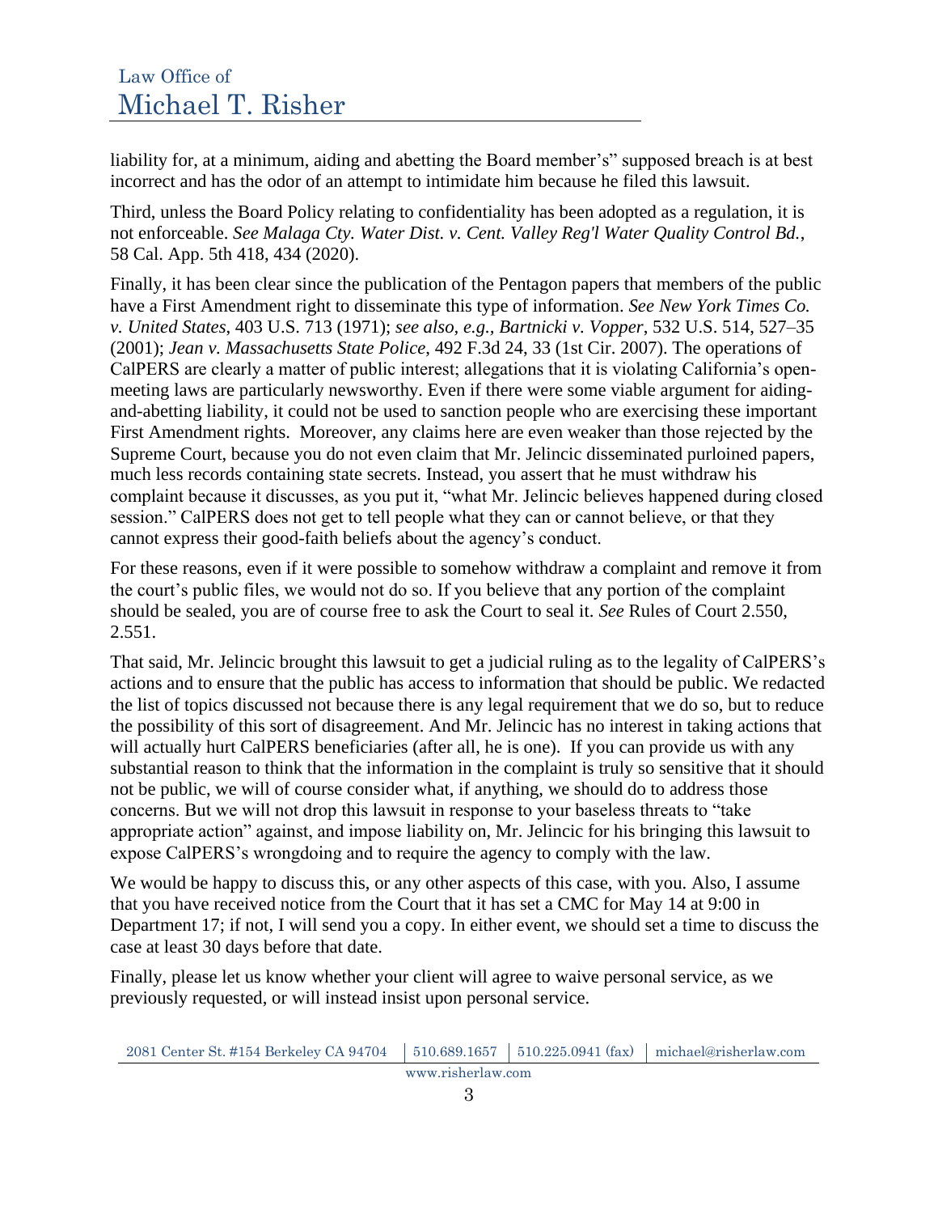liability for, at a minimum, aiding and abetting the Board member's" supposed breach is at best incorrect and has the odor of an attempt to intimidate him because he filed this lawsuit.

Third, unless the Board Policy relating to confidentiality has been adopted as a regulation, it is not enforceable. *See Malaga Cty. Water Dist. v. Cent. Valley Reg'l Water Quality Control Bd.*, 58 Cal. App. 5th 418, 434 (2020).

Finally, it has been clear since the publication of the Pentagon papers that members of the public have a First Amendment right to disseminate this type of information. *See New York Times Co. v. United States*, 403 U.S. 713 (1971); *see also, e.g., Bartnicki v. Vopper*, 532 U.S. 514, 527–35 (2001); *Jean v. Massachusetts State Police*, 492 F.3d 24, 33 (1st Cir. 2007). The operations of CalPERS are clearly a matter of public interest; allegations that it is violating California's open-meeting laws are particularly newsworthy. Even if there were some viable argument for aiding-and-abetting liability, it could not be used to sanction people who are exercising these important First Amendment rights. Moreover, any claims here are even weaker than those rejected by the Supreme Court, because you do not even claim that Mr. Jelincic disseminated purloined papers, much less records containing state secrets. Instead, you assert that he must withdraw his complaint because it discusses, as you put it, "what Mr. Jelincic believes happened during closed session." CalPERS does not get to tell people what they can or cannot believe, or that they cannot express their good-faith beliefs about the agency's conduct.

For these reasons, even if it were possible to somehow withdraw a complaint and remove it from the court's public files, we would not do so. If you believe that any portion of the complaint should be sealed, you are of course free to ask the Court to seal it. *See* Rules of Court 2.550, 2.551.

That said, Mr. Jelincic brought this lawsuit to get a judicial ruling as to the legality of CalPERS's actions and to ensure that the public has access to information that should be public. We redacted the list of topics discussed not because there is any legal requirement that we do so, but to reduce the possibility of this sort of disagreement. And Mr. Jelincic has no interest in taking actions that will actually hurt CalPERS beneficiaries (after all, he is one). If you can provide us with any substantial reason to think that the information in the complaint is truly so sensitive that it should not be public, we will of course consider what, if anything, we should do to address those concerns. But we will not drop this lawsuit in response to your baseless threats to "take appropriate action" against, and impose liability on, Mr. Jelincic for his bringing this lawsuit to expose CalPERS's wrongdoing and to require the agency to comply with the law.

We would be happy to discuss this, or any other aspects of this case, with you. Also, I assume that you have received notice from the Court that it has set a CMC for May 14 at 9:00 in Department 17; if not, I will send you a copy. In either event, we should set a time to discuss the case at least 30 days before that date.

Finally, please let us know whether your client will agree to waive personal service, as we previously requested, or will instead insist upon personal service.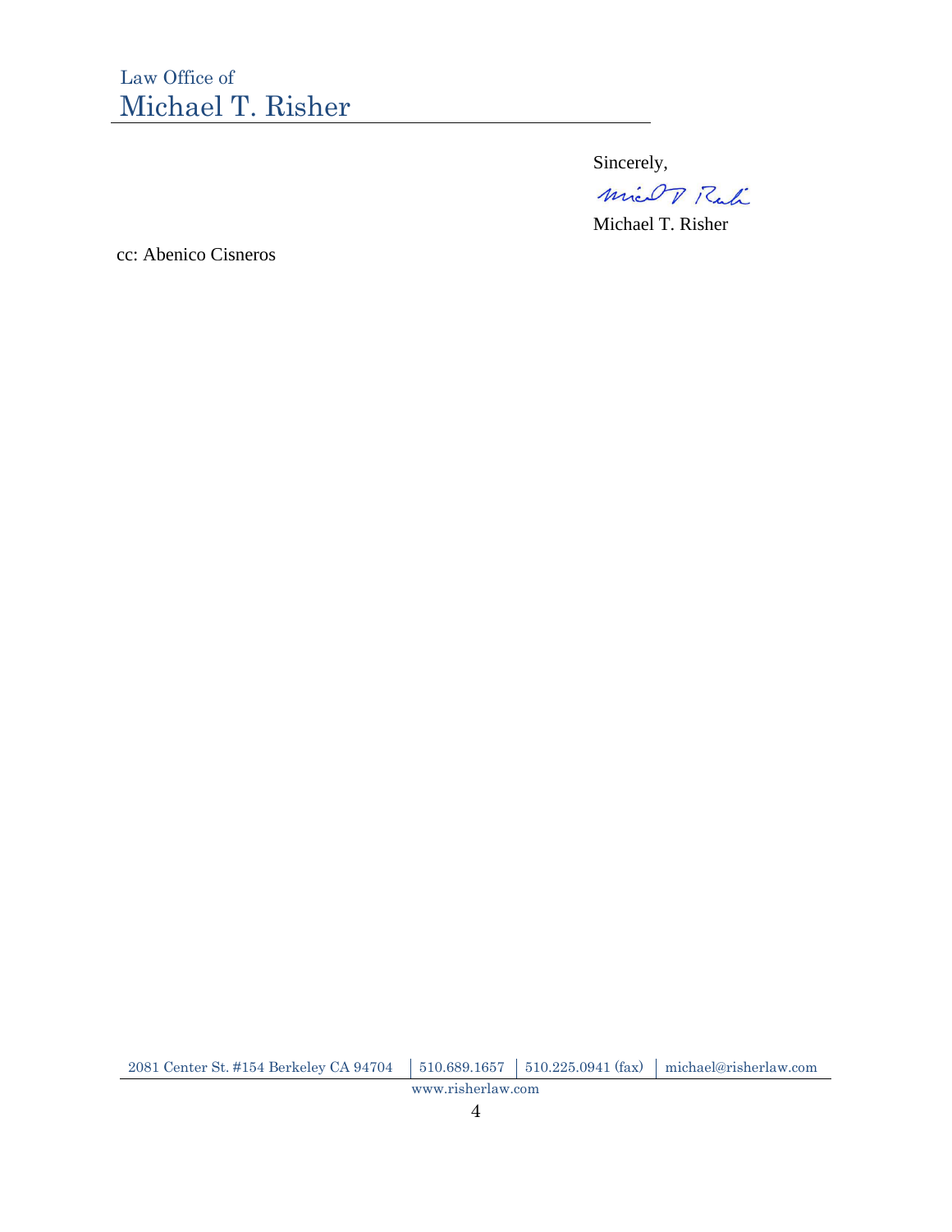Sincerely,

Michael T. Risher

cc: Abenico Cisneros